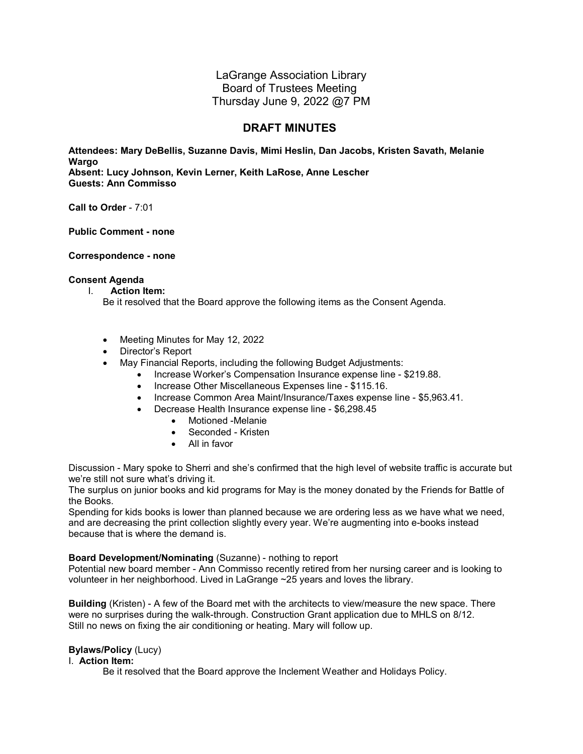# LaGrange Association Library
## Board of Trustees Meeting
## Thursday June 9, 2022 @7 PM

## DRAFT MINUTES

**Attendees: Mary DeBellis, Suzanne Davis, Mimi Heslin, Dan Jacobs, Kristen Savath, Melanie Wargo**
**Absent: Lucy Johnson, Kevin Lerner, Keith LaRose, Anne Lescher**
**Guests: Ann Commisso**

**Call to Order** - 7:01

**Public Comment - none**

**Correspondence - none**

**Consent Agenda**

I. **Action Item:**
Be it resolved that the Board approve the following items as the Consent Agenda.

- Meeting Minutes for May 12, 2022
- Director's Report
- May Financial Reports, including the following Budget Adjustments:
    - Increase Worker's Compensation Insurance expense line - $219.88.
    - Increase Other Miscellaneous Expenses line - $115.16.
    - Increase Common Area Maint/Insurance/Taxes expense line - $5,963.41.
    - Decrease Health Insurance expense line - $6,298.45
        - Motioned -Melanie
        - Seconded - Kristen
        - All in favor

Discussion - Mary spoke to Sherri and she's confirmed that the high level of website traffic is accurate but we're still not sure what's driving it.
The surplus on junior books and kid programs for May is the money donated by the Friends for Battle of the Books.
Spending for kids books is lower than planned because we are ordering less as we have what we need, and are decreasing the print collection slightly every year. We're augmenting into e-books instead because that is where the demand is.

**Board Development/Nominating** (Suzanne) - nothing to report
Potential new board member - Ann Commisso recently retired from her nursing career and is looking to volunteer in her neighborhood. Lived in LaGrange ~25 years and loves the library.

**Building** (Kristen) - A few of the Board met with the architects to view/measure the new space. There were no surprises during the walk-through. Construction Grant application due to MHLS on 8/12.
Still no news on fixing the air conditioning or heating. Mary will follow up.

**Bylaws/Policy** (Lucy)

I. **Action Item:**
Be it resolved that the Board approve the Inclement Weather and Holidays Policy.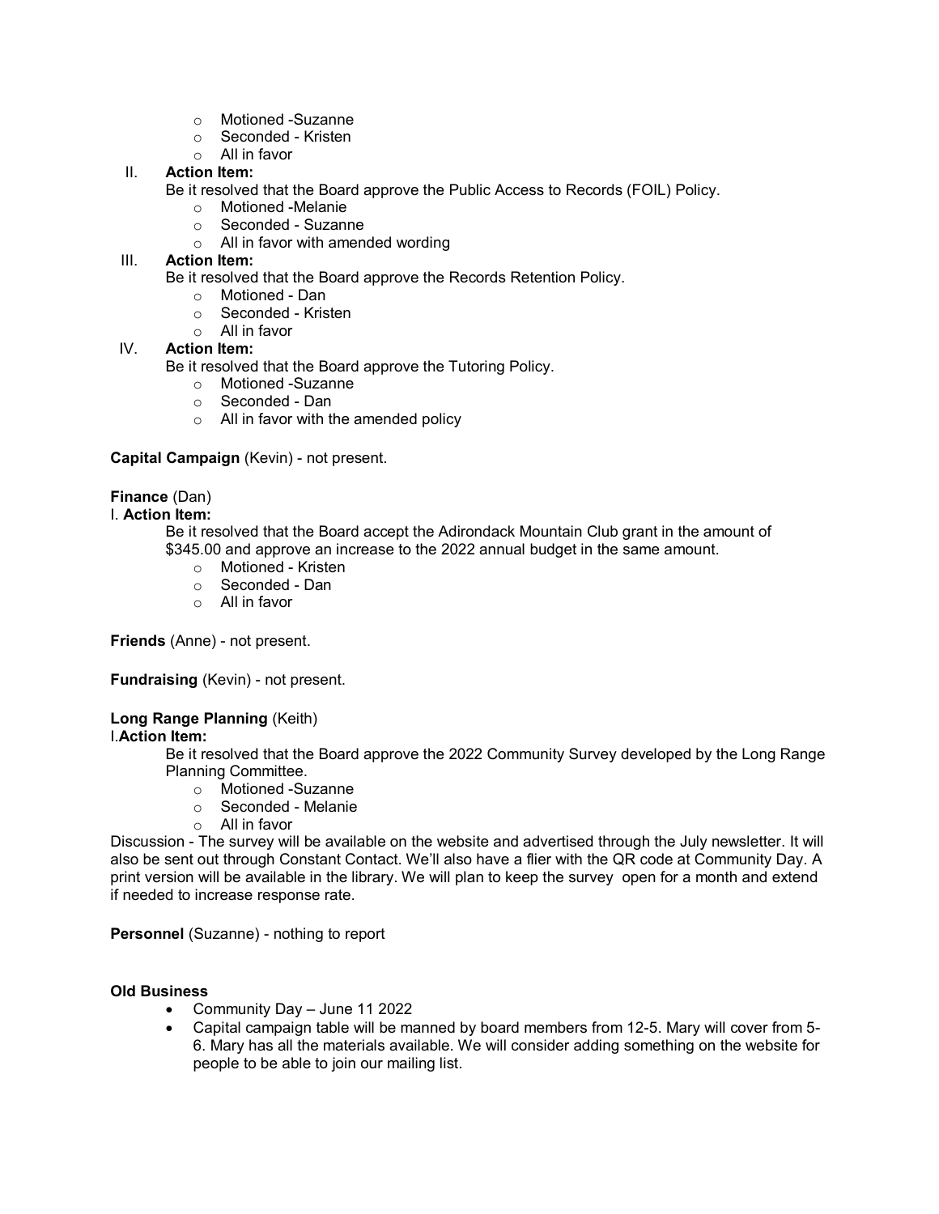- Motioned -Suzanne
- Seconded - Kristen
- All in favor

II. **Action Item:**

Be it resolved that the Board approve the Public Access to Records (FOIL) Policy.

- Motioned -Melanie
- Seconded - Suzanne
- All in favor with amended wording

III. **Action Item:**

Be it resolved that the Board approve the Records Retention Policy.

- Motioned - Dan
- Seconded - Kristen
- All in favor

IV. **Action Item:**

Be it resolved that the Board approve the Tutoring Policy.

- Motioned -Suzanne
- Seconded - Dan
- All in favor with the amended policy

**Capital Campaign** (Kevin) - not present.

**Finance** (Dan)

I. **Action Item:**

Be it resolved that the Board accept the Adirondack Mountain Club grant in the amount of $345.00 and approve an increase to the 2022 annual budget in the same amount.

- Motioned - Kristen
- Seconded - Dan
- All in favor

**Friends** (Anne) - not present.

**Fundraising** (Kevin) - not present.

**Long Range Planning** (Keith)

I. **Action Item:**

Be it resolved that the Board approve the 2022 Community Survey developed by the Long Range Planning Committee.

- Motioned -Suzanne
- Seconded - Melanie
- All in favor

Discussion - The survey will be available on the website and advertised through the July newsletter. It will also be sent out through Constant Contact. We'll also have a flier with the QR code at Community Day. A print version will be available in the library. We will plan to keep the survey open for a month and extend if needed to increase response rate.

**Personnel** (Suzanne) - nothing to report

**Old Business**

- Community Day – June 11 2022
- Capital campaign table will be manned by board members from 12-5. Mary will cover from 5-6. Mary has all the materials available. We will consider adding something on the website for people to be able to join our mailing list.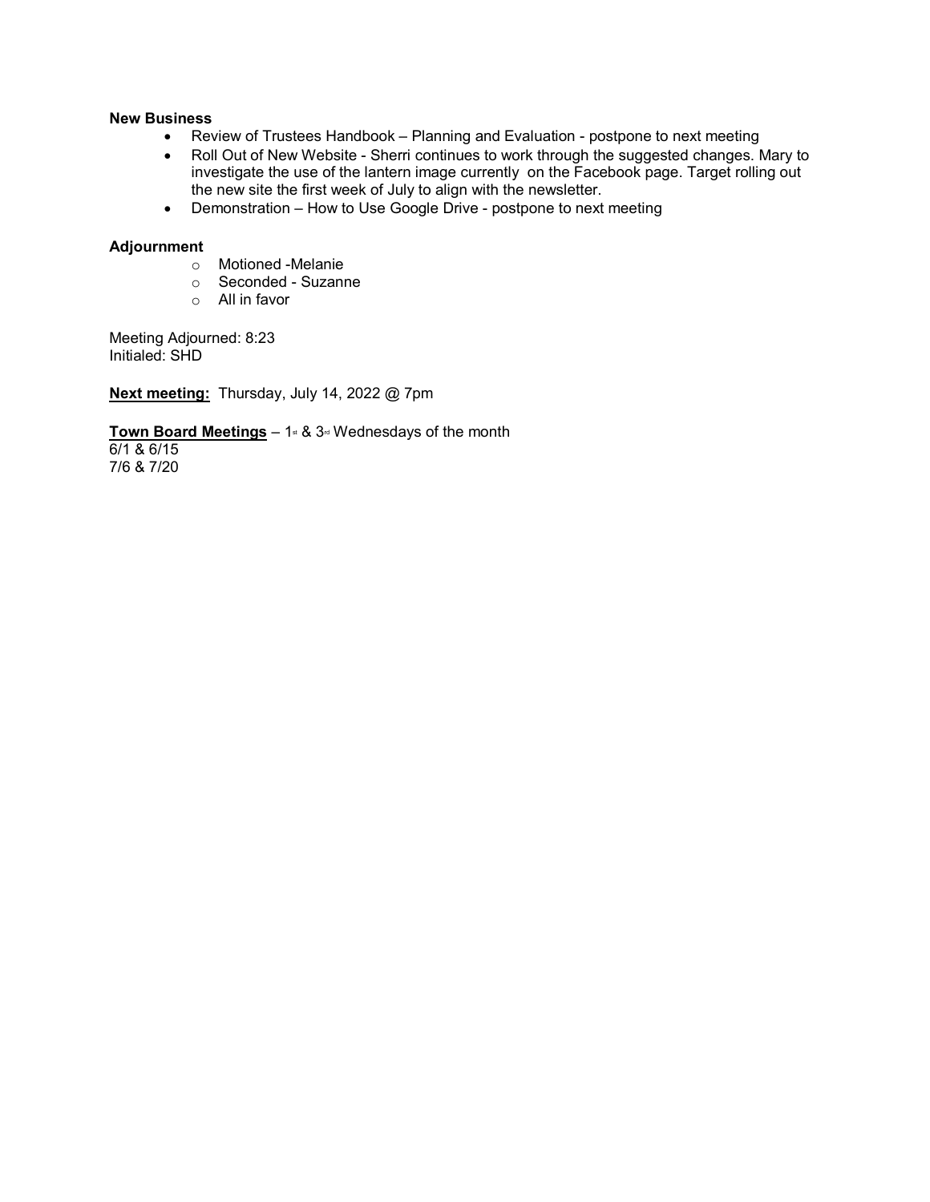**New Business**

- Review of Trustees Handbook – Planning and Evaluation - postpone to next meeting
- Roll Out of New Website - Sherri continues to work through the suggested changes. Mary to investigate the use of the lantern image currently on the Facebook page. Target rolling out the new site the first week of July to align with the newsletter.
- Demonstration – How to Use Google Drive - postpone to next meeting

**Adjournment**

- Motioned -Melanie
- Seconded - Suzanne
- All in favor

Meeting Adjourned: 8:23
Initialed: SHD

**Next meeting:** Thursday, July 14, 2022 @ 7pm

**Town Board Meetings** – 1st & 3rd Wednesdays of the month
6/1 & 6/15
7/6 & 7/20